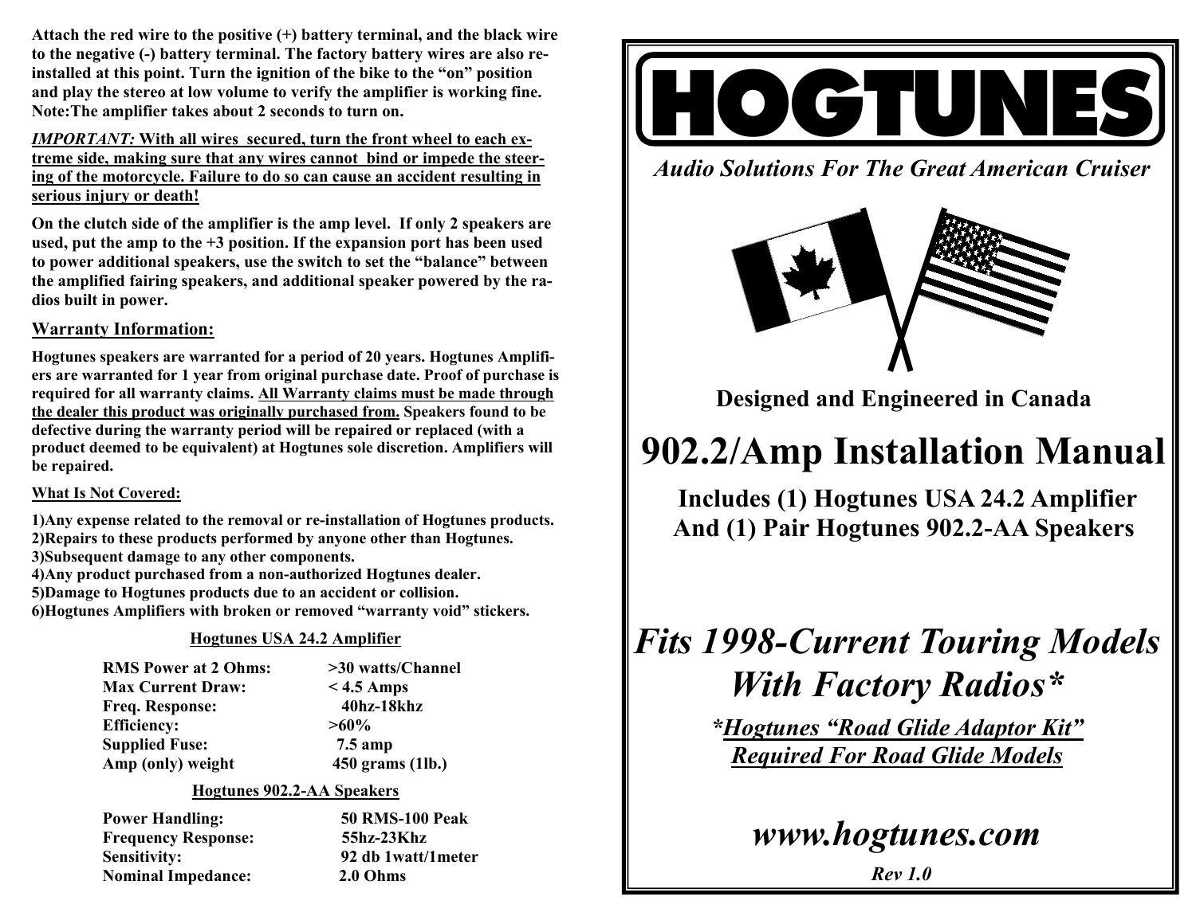**Attach the red wire to the positive (+) battery terminal, and the black wire to the negative (-) battery terminal. The factory battery wires are also re-installed at this point. Turn the ignition of the bike to the "on" position and play the stereo at low volume to verify the amplifier is working fine. Note:The amplifier takes about 2 seconds to turn on.**

***IMPORTANT:*** **<u>With all wires secured, turn the front wheel to each extreme side, making sure that any wires cannot bind or impede the steering of the motorcycle. Failure to do so can cause an accident resulting in serious injury or death!</u>**

**On the clutch side of the amplifier is the amp level. If only 2 speakers are used, put the amp to the +3 position. If the expansion port has been used to power additional speakers, use the switch to set the "balance" between the amplified fairing speakers, and additional speaker powered by the radios built in power.**

## Warranty Information:

**Hogtunes speakers are warranted for a period of 20 years. Hogtunes Amplifiers are warranted for 1 year from original purchase date. Proof of purchase is required for all warranty claims. <u>All Warranty claims must be made through the dealer this product was originally purchased from.</u> Speakers found to be defective during the warranty period will be repaired or replaced (with a product deemed to be equivalent) at Hogtunes sole discretion. Amplifiers will be repaired.**

### What Is Not Covered:

**1)Any expense related to the removal or re-installation of Hogtunes products.**
**2)Repairs to these products performed by anyone other than Hogtunes.**
**3)Subsequent damage to any other components.**
**4)Any product purchased from a non-authorized Hogtunes dealer.**
**5)Damage to Hogtunes products due to an accident or collision.**
**6)Hogtunes Amplifiers with broken or removed "warranty void" stickers.**

### Hogtunes USA 24.2 Amplifier

| | |
|---|---|
| RMS Power at 2 Ohms: | >30 watts/Channel |
| Max Current Draw: | < 4.5 Amps |
| Freq. Response: | 40hz-18khz |
| Efficiency: | >60% |
| Supplied Fuse: | 7.5 amp |
| Amp (only) weight | 450 grams (1lb.) |

### Hogtunes 902.2-AA Speakers

| | |
|---|---|
| Power Handling: | 50 RMS-100 Peak |
| Frequency Response: | 55hz-23Khz |
| Sensitivity: | 92 db 1watt/1meter |
| Nominal Impedance: | 2.0 Ohms |

# HOGTUNES

***Audio Solutions For The Great American Cruiser***

**Designed and Engineered in Canada**

# 902.2/Amp Installation Manual

**Includes (1) Hogtunes USA 24.2 Amplifier**
**And (1) Pair Hogtunes 902.2-AA Speakers**

## *Fits 1998-Current Touring Models With Factory Radios**

***<u>Hogtunes "Road Glide Adaptor Kit" Required For Road Glide Models</u>***

## *www.hogtunes.com*

***Rev 1.0***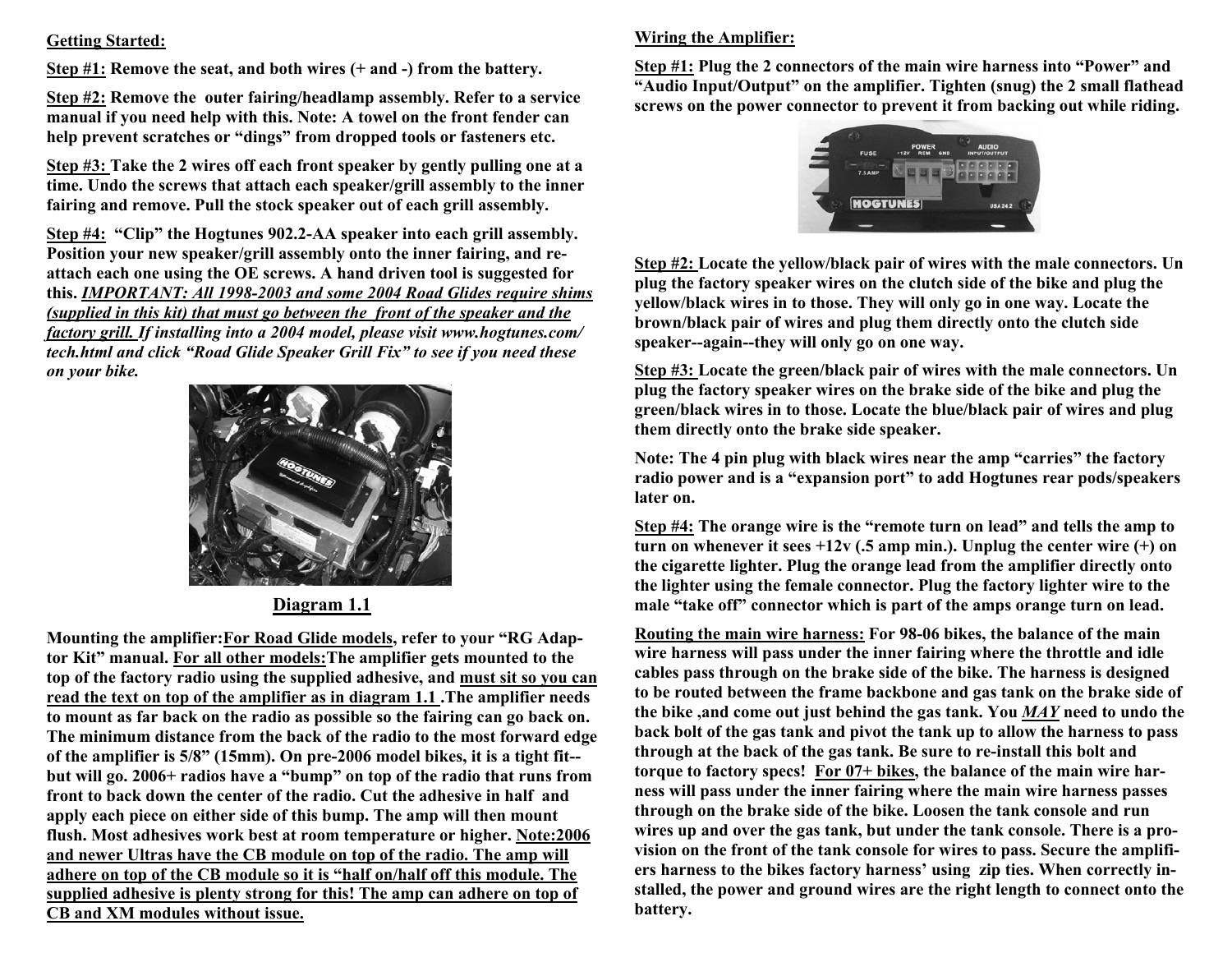**Getting Started:**

**Step #1:** Remove the seat, and both wires (+ and -) from the battery.

**Step #2:** Remove the outer fairing/headlamp assembly. Refer to a service manual if you need help with this. Note: A towel on the front fender can help prevent scratches or "dings" from dropped tools or fasteners etc.

**Step #3:** Take the 2 wires off each front speaker by gently pulling one at a time. Undo the screws that attach each speaker/grill assembly to the inner fairing and remove. Pull the stock speaker out of each grill assembly.

**Step #4:** "Clip" the Hogtunes 902.2-AA speaker into each grill assembly. Position your new speaker/grill assembly onto the inner fairing, and re-attach each one using the OE screws. A hand driven tool is suggested for this. ***IMPORTANT: All 1998-2003 and some 2004 Road Glides require shims (supplied in this kit) that must go between the front of the speaker and the factory grill.*** ***If installing into a 2004 model, please visit www.hogtunes.com/tech.html and click "Road Glide Speaker Grill Fix" to see if you need these on your bike.***

**Diagram 1.1**

**Mounting the amplifier:** **For Road Glide models**, refer to your "RG Adaptor Kit" manual. **For all other models:** The amplifier gets mounted to the top of the factory radio using the supplied adhesive, and **must sit so you can read the text on top of the amplifier as in diagram 1.1**. The amplifier needs to mount as far back on the radio as possible so the fairing can go back on. The minimum distance from the back of the radio to the most forward edge of the amplifier is 5/8" (15mm). On pre-2006 model bikes, it is a tight fit--but will go. 2006+ radios have a "bump" on top of the radio that runs from front to back down the center of the radio. Cut the adhesive in half and apply each piece on either side of this bump. The amp will then mount flush. Most adhesives work best at room temperature or higher. **Note: 2006 and newer Ultras have the CB module on top of the radio. The amp will adhere on top of the CB module so it is "half on/half off this module. The supplied adhesive is plenty strong for this! The amp can adhere on top of CB and XM modules without issue.**

**Wiring the Amplifier:**

**Step #1:** Plug the 2 connectors of the main wire harness into "Power" and "Audio Input/Output" on the amplifier. Tighten (snug) the 2 small flathead screws on the power connector to prevent it from backing out while riding.

**Step #2:** Locate the yellow/black pair of wires with the male connectors. Un plug the factory speaker wires on the clutch side of the bike and plug the yellow/black wires in to those. They will only go in one way. Locate the brown/black pair of wires and plug them directly onto the clutch side speaker--again--they will only go on one way.

**Step #3:** Locate the green/black pair of wires with the male connectors. Un plug the factory speaker wires on the brake side of the bike and plug the green/black wires in to those. Locate the blue/black pair of wires and plug them directly onto the brake side speaker.

Note: The 4 pin plug with black wires near the amp "carries" the factory radio power and is a "expansion port" to add Hogtunes rear pods/speakers later on.

**Step #4:** The orange wire is the "remote turn on lead" and tells the amp to turn on whenever it sees +12v (.5 amp min.). Unplug the center wire (+) on the cigarette lighter. Plug the orange lead from the amplifier directly onto the lighter using the female connector. Plug the factory lighter wire to the male "take off" connector which is part of the amps orange turn on lead.

**Routing the main wire harness:** For 98-06 bikes, the balance of the main wire harness will pass under the inner fairing where the throttle and idle cables pass through on the brake side of the bike. The harness is designed to be routed between the frame backbone and gas tank on the brake side of the bike ,and come out just behind the gas tank. You ***MAY*** need to undo the back bolt of the gas tank and pivot the tank up to allow the harness to pass through at the back of the gas tank. Be sure to re-install this bolt and torque to factory specs! **For 07+ bikes**, the balance of the main wire harness will pass under the inner fairing where the main wire harness passes through on the brake side of the bike. Loosen the tank console and run wires up and over the gas tank, but under the tank console. There is a provision on the front of the tank console for wires to pass. Secure the amplifiers harness to the bikes factory harness' using zip ties. When correctly installed, the power and ground wires are the right length to connect onto the battery.